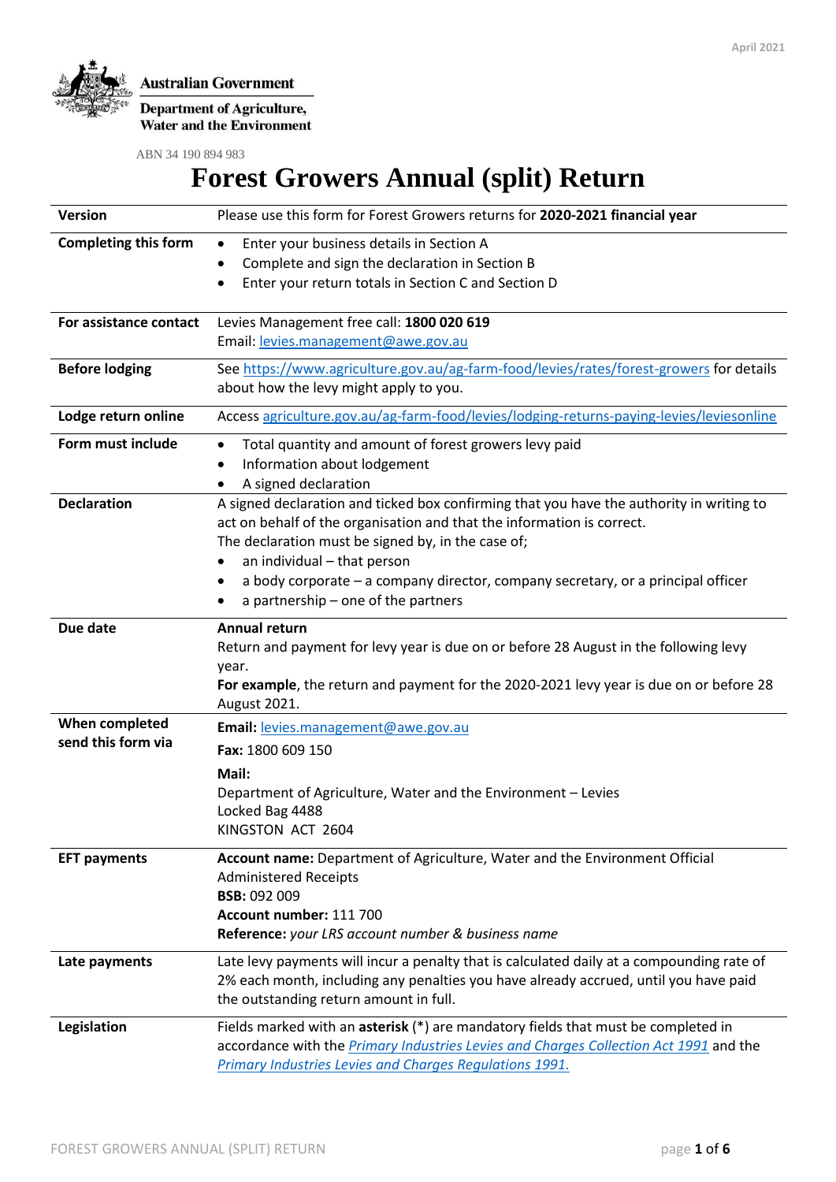April 2021

Australian Government

Department of Agriculture, Water and the Environment

ABN 34 190 894 983

# Forest Growers Annual (split) Return

| | |
|---|---|
| **Version** | Please use this form for Forest Growers returns for **2020-2021 financial year** |
| **Completing this form** | • Enter your business details in Section A<br>• Complete and sign the declaration in Section B<br>• Enter your return totals in Section C and Section D |
| **For assistance contact** | Levies Management free call: **1800 020 619**<br>Email: levies.management@awe.gov.au |
| **Before lodging** | See https://www.agriculture.gov.au/ag-farm-food/levies/rates/forest-growers for details about how the levy might apply to you. |
| **Lodge return online** | Access agriculture.gov.au/ag-farm-food/levies/lodging-returns-paying-levies/leviesonline |
| **Form must include** | • Total quantity and amount of forest growers levy paid<br>• Information about lodgement<br>• A signed declaration |
| **Declaration** | A signed declaration and ticked box confirming that you have the authority in writing to act on behalf of the organisation and that the information is correct.<br>The declaration must be signed by, in the case of;<br>• an individual – that person<br>• a body corporate – a company director, company secretary, or a principal officer<br>• a partnership – one of the partners |
| **Due date** | **Annual return**<br>Return and payment for levy year is due on or before 28 August in the following levy year.<br>**For example**, the return and payment for the 2020-2021 levy year is due on or before 28 August 2021. |
| **When completed send this form via** | **Email:** levies.management@awe.gov.au<br>**Fax:** 1800 609 150<br>**Mail:**<br>Department of Agriculture, Water and the Environment – Levies<br>Locked Bag 4488<br>KINGSTON ACT 2604 |
| **EFT payments** | **Account name:** Department of Agriculture, Water and the Environment Official Administered Receipts<br>**BSB:** 092 009<br>**Account number:** 111 700<br>**Reference:** *your LRS account number & business name* |
| **Late payments** | Late levy payments will incur a penalty that is calculated daily at a compounding rate of 2% each month, including any penalties you have already accrued, until you have paid the outstanding return amount in full. |
| **Legislation** | Fields marked with an **asterisk** (*) are mandatory fields that must be completed in accordance with the *Primary Industries Levies and Charges Collection Act 1991* and the *Primary Industries Levies and Charges Regulations 1991.* |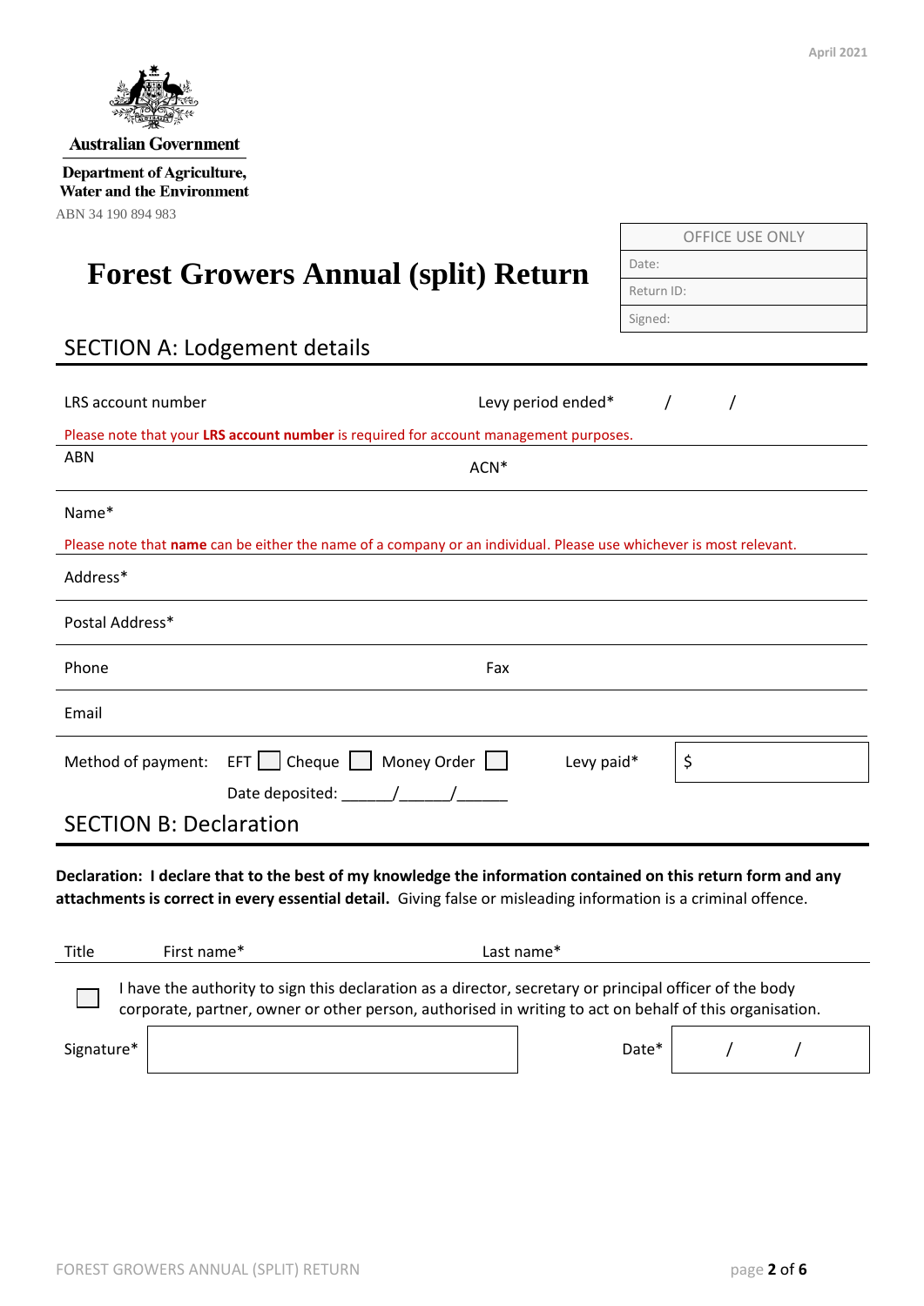April 2021

Australian Government

Department of Agriculture, Water and the Environment

ABN 34 190 894 983

| OFFICE USE ONLY |
| --- |
| Date: |
| Return ID: |
| Signed: |

# Forest Growers Annual (split) Return

## SECTION A: Lodgement details

LRS account number — Levy period ended* / /

Please note that your **LRS account number** is required for account management purposes.

ABN — ACN*

Name*

Please note that **name** can be either the name of a company or an individual. Please use whichever is most relevant.

Address*

Postal Address*

Phone — Fax

Email

Method of payment: EFT ☐ Cheque ☐ Money Order ☐ — Levy paid* $

Date deposited: ______/______/______

## SECTION B: Declaration

**Declaration: I declare that to the best of my knowledge the information contained on this return form and any attachments is correct in every essential detail.** Giving false or misleading information is a criminal offence.

Title — First name* — Last name*

☐ I have the authority to sign this declaration as a director, secretary or principal officer of the body corporate, partner, owner or other person, authorised in writing to act on behalf of this organisation.

Signature* — Date* / /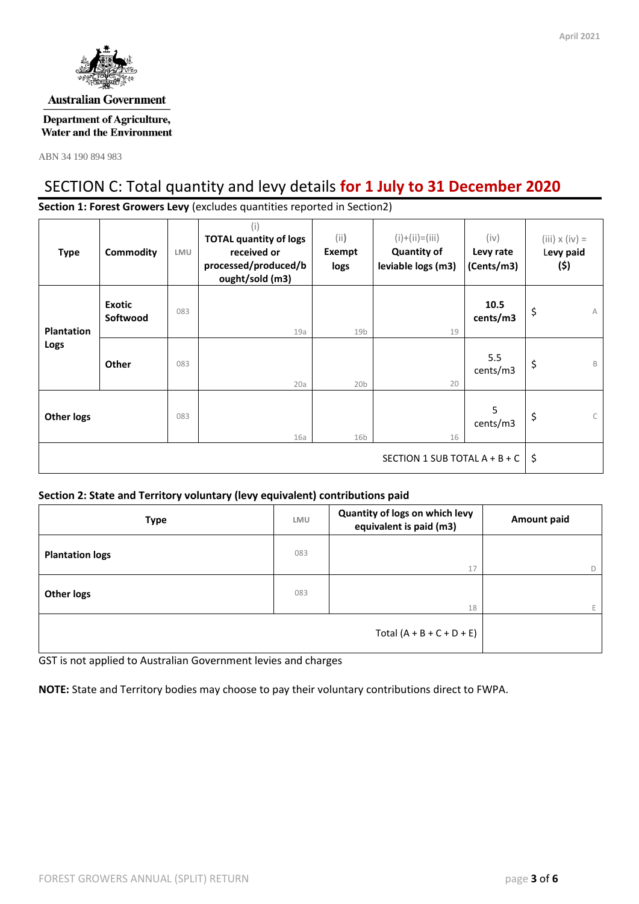Australian Government

Department of Agriculture, Water and the Environment

ABN 34 190 894 983

# SECTION C: Total quantity and levy details **for 1 July to 31 December 2020**

**Section 1: Forest Growers Levy** (excludes quantities reported in Section2)

| Type | Commodity | LMU | (i) **TOTAL quantity of logs received or processed/produced/bought/sold (m3)** | (ii) **Exempt logs** | (i)+(ii)=(iii) **Quantity of leviable logs (m3)** | (iv) **Levy rate (Cents/m3)** | (iii) x (iv) = **Levy paid ($)** |
|---|---|---|---|---|---|---|---|
| **Plantation Logs** | **Exotic Softwood** | 083 | 19a | 19b | 19 | **10.5 cents/m3** | $ A |
| | **Other** | 083 | 20a | 20b | 20 | 5.5 cents/m3 | $ B |
| **Other logs** | | 083 | 16a | 16b | 16 | 5 cents/m3 | $ C |
| SECTION 1 SUB TOTAL A + B + C | | | | | | | $ |

**Section 2: State and Territory voluntary (levy equivalent) contributions paid**

| Type | LMU | Quantity of logs on which levy equivalent is paid (m3) | Amount paid |
|---|---|---|---|
| **Plantation logs** | 083 | 17 | D |
| **Other logs** | 083 | 18 | E |
| Total (A + B + C + D + E) | | | |

GST is not applied to Australian Government levies and charges

**NOTE:** State and Territory bodies may choose to pay their voluntary contributions direct to FWPA.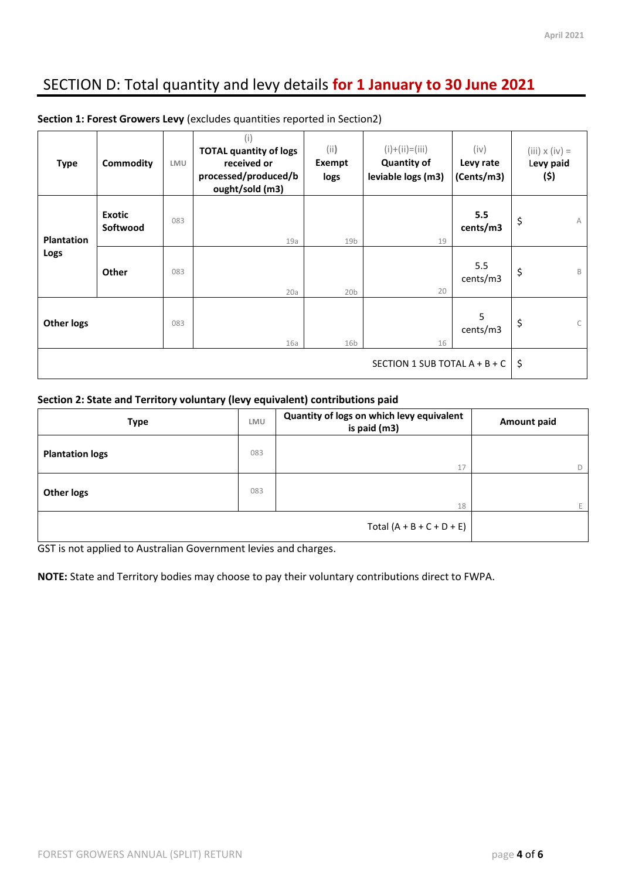# SECTION D: Total quantity and levy details **for 1 January to 30 June 2021**

**Section 1: Forest Growers Levy** (excludes quantities reported in Section2)

| Type | Commodity | LMU | (i) **TOTAL quantity of logs received or processed/produced/bought/sold (m3)** | (ii) **Exempt logs** | (i)+(ii)=(iii) **Quantity of leviable logs (m3)** | (iv) **Levy rate (Cents/m3)** | (iii) x (iv) = **Levy paid ($)** |
|---|---|---|---|---|---|---|---|
| **Plantation Logs** | **Exotic Softwood** | 083 | 19a | 19b | 19 | **5.5 cents/m3** | $ A |
| | **Other** | 083 | 20a | 20b | 20 | 5.5 cents/m3 | $ B |
| **Other logs** | | 083 | 16a | 16b | 16 | 5 cents/m3 | $ C |
| | | | | | | SECTION 1 SUB TOTAL A + B + C | $ |

**Section 2: State and Territory voluntary (levy equivalent) contributions paid**

| Type | LMU | Quantity of logs on which levy equivalent is paid (m3) | Amount paid |
|---|---|---|---|
| **Plantation logs** | 083 | 17 | D |
| **Other logs** | 083 | 18 | E |
| | | Total (A + B + C + D + E) | |

GST is not applied to Australian Government levies and charges.

**NOTE:** State and Territory bodies may choose to pay their voluntary contributions direct to FWPA.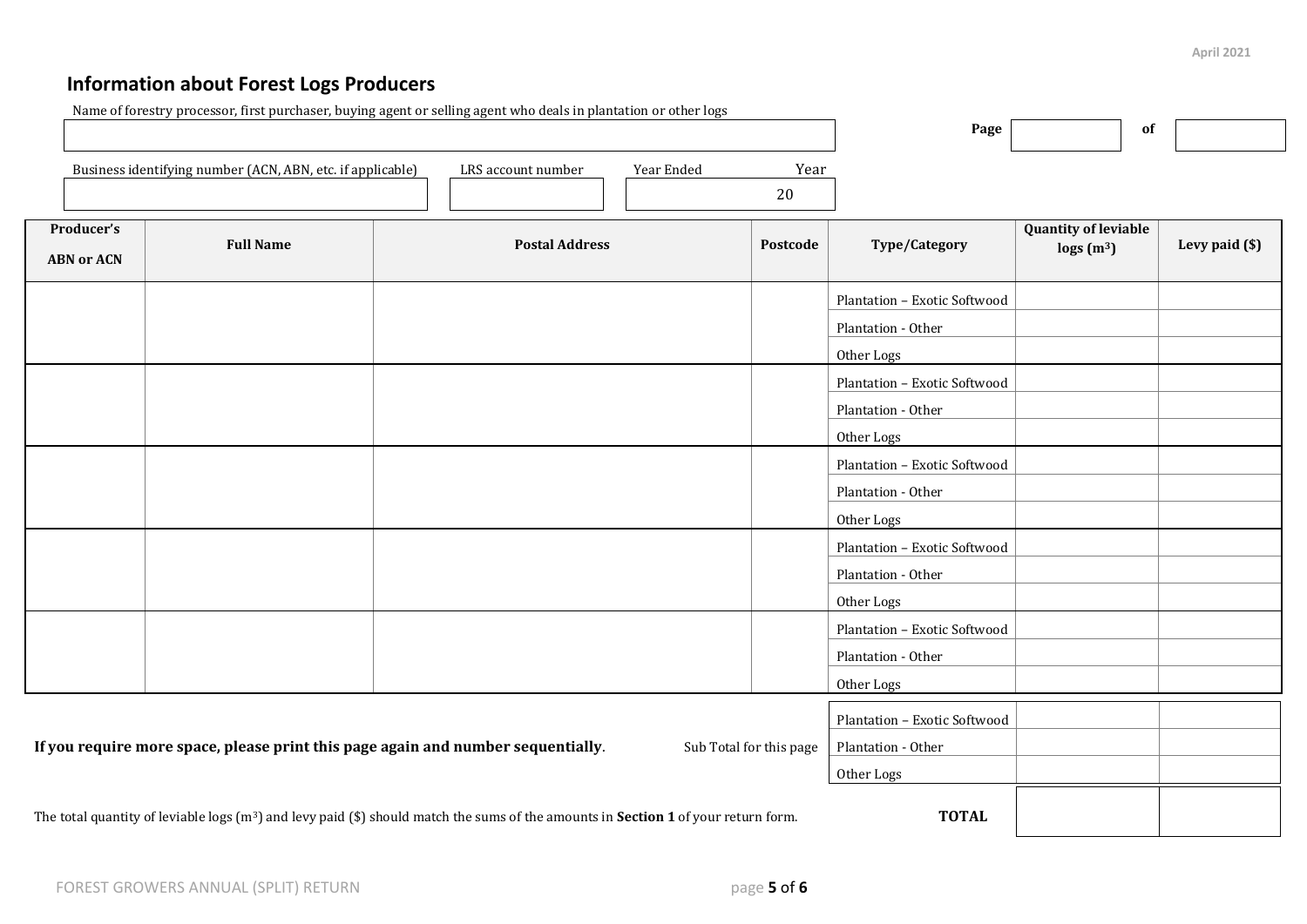## Information about Forest Logs Producers

Name of forestry processor, first purchaser, buying agent or selling agent who deals in plantation or other logs

| |
|---|
| |

Page ____ of ____

| Business identifying number (ACN, ABN, etc. if applicable) | LRS account number | Year Ended Year |
|---|---|---|
| | | 20 |

| Producer's ABN or ACN | Full Name | Postal Address | Postcode | Type/Category | Quantity of leviable logs ($m^3$) | Levy paid ($) |
|---|---|---|---|---|---|---|
| | | | | Plantation – Exotic Softwood | | |
| | | | | Plantation - Other | | |
| | | | | Other Logs | | |
| | | | | Plantation – Exotic Softwood | | |
| | | | | Plantation - Other | | |
| | | | | Other Logs | | |
| | | | | Plantation – Exotic Softwood | | |
| | | | | Plantation - Other | | |
| | | | | Other Logs | | |
| | | | | Plantation – Exotic Softwood | | |
| | | | | Plantation - Other | | |
| | | | | Other Logs | | |
| | | | | Plantation – Exotic Softwood | | |
| | | | | Plantation - Other | | |
| | | | | Other Logs | | |

**If you require more space, please print this page again and number sequentially**.

| Sub Total for this page | Type/Category | Quantity of leviable logs ($m^3$) | Levy paid ($) |
|---|---|---|---|
| | Plantation – Exotic Softwood | | |
| | Plantation - Other | | |
| | Other Logs | | |
| | **TOTAL** | | |

The total quantity of leviable logs ($m^3$) and levy paid ($) should match the sums of the amounts in **Section 1** of your return form.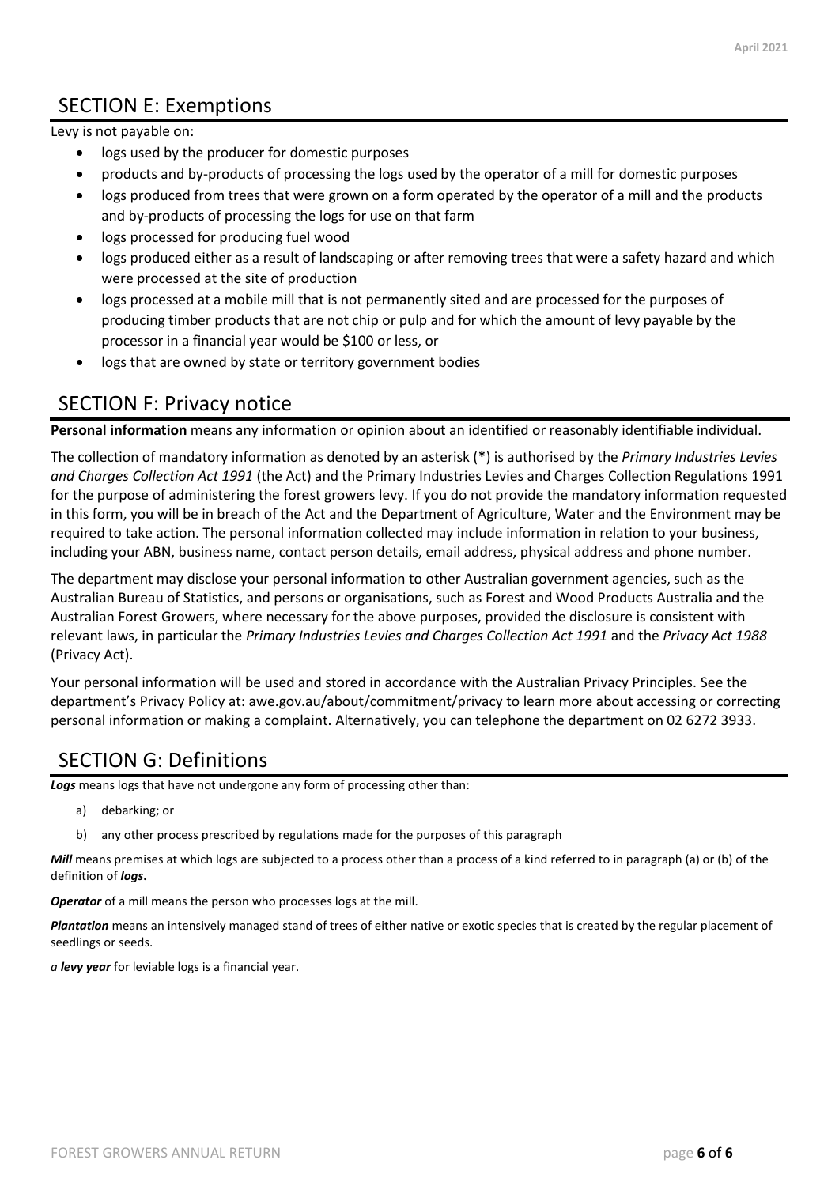## SECTION E: Exemptions

Levy is not payable on:

- logs used by the producer for domestic purposes
- products and by-products of processing the logs used by the operator of a mill for domestic purposes
- logs produced from trees that were grown on a form operated by the operator of a mill and the products and by-products of processing the logs for use on that farm
- logs processed for producing fuel wood
- logs produced either as a result of landscaping or after removing trees that were a safety hazard and which were processed at the site of production
- logs processed at a mobile mill that is not permanently sited and are processed for the purposes of producing timber products that are not chip or pulp and for which the amount of levy payable by the processor in a financial year would be $100 or less, or
- logs that are owned by state or territory government bodies

## SECTION F: Privacy notice

**Personal information** means any information or opinion about an identified or reasonably identifiable individual.

The collection of mandatory information as denoted by an asterisk (**\***) is authorised by the *Primary Industries Levies and Charges Collection Act 1991* (the Act) and the Primary Industries Levies and Charges Collection Regulations 1991 for the purpose of administering the forest growers levy. If you do not provide the mandatory information requested in this form, you will be in breach of the Act and the Department of Agriculture, Water and the Environment may be required to take action. The personal information collected may include information in relation to your business, including your ABN, business name, contact person details, email address, physical address and phone number.

The department may disclose your personal information to other Australian government agencies, such as the Australian Bureau of Statistics, and persons or organisations, such as Forest and Wood Products Australia and the Australian Forest Growers, where necessary for the above purposes, provided the disclosure is consistent with relevant laws, in particular the *Primary Industries Levies and Charges Collection Act 1991* and the *Privacy Act 1988* (Privacy Act).

Your personal information will be used and stored in accordance with the Australian Privacy Principles. See the department's Privacy Policy at: awe.gov.au/about/commitment/privacy to learn more about accessing or correcting personal information or making a complaint. Alternatively, you can telephone the department on 02 6272 3933.

## SECTION G: Definitions

***Logs*** means logs that have not undergone any form of processing other than:

a) debarking; or

b) any other process prescribed by regulations made for the purposes of this paragraph

***Mill*** means premises at which logs are subjected to a process other than a process of a kind referred to in paragraph (a) or (b) of the definition of ***logs*****.**

***Operator*** of a mill means the person who processes logs at the mill.

***Plantation*** means an intensively managed stand of trees of either native or exotic species that is created by the regular placement of seedlings or seeds.

*a **levy year*** for leviable logs is a financial year.